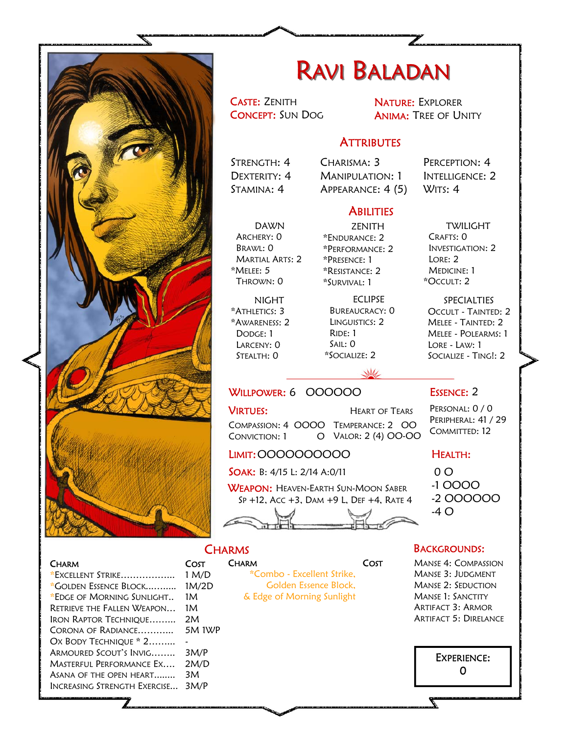# Ravi Baladan

**Caste:** Zenith
**Concept:** Sun Dog
**Nature:** Explorer
**Anima:** Tree of Unity

## Attributes

| | | |
|---|---|---|
| Strength: 4 | Charisma: 3 | Perception: 4 |
| Dexterity: 4 | Manipulation: 1 | Intelligence: 2 |
| Stamina: 4 | Appearance: 4 (5) | Wits: 4 |

## Abilities

**Dawn**
- Archery: 0
- Brawl: 0
- Martial Arts: 2
- *Melee: 5
- Thrown: 0

**Zenith**
- *Endurance: 2
- *Performance: 2
- *Presence: 1
- *Resistance: 2
- *Survival: 1

**Twilight**
- Crafts: 0
- Investigation: 2
- Lore: 2
- Medicine: 1
- *Occult: 2

**Night**
- *Athletics: 3
- *Awareness: 2
- Dodge: 1
- Larceny: 0
- Stealth: 0

**Eclipse**
- Bureaucracy: 0
- Linguistics: 2
- Ride: 1
- Sail: 0
- *Socialize: 2

**Specialties**
- Occult - Tainted: 2
- Melee - Tainted: 2
- Melee - Polearms: 1
- Lore - Law: 1
- Socialize - Ting!: 2

**Willpower:** 6 OOOOOO

**Virtues:** Heart of Tears
- Compassion: 4 OOOO
- Temperance: 2 OO
- Conviction: 1 O
- Valor: 2 (4) OO-OO

**Limit:** OOOOOOOOOO

**Soak:** B: 4/15 L: 2/14 A:0/11

**Weapon:** Heaven-Earth Sun-Moon Saber
Sp +12, Acc +3, Dam +9 L, Def +4, Rate 4

**Essence:** 2
- Personal: 0 / 0
- Peripheral: 41 / 29
- Committed: 12

**Health:**
- 0 O
- -1 OOOO
- -2 OOOOOO
- -4 O

## Charms

| Charm | Cost |
|---|---|
| *Excellent Strike | 1 M/D |
| *Golden Essence Block | 1M/2D |
| *Edge of Morning Sunlight | 1M |
| Retrieve the Fallen Weapon | 1M |
| Iron Raptor Technique | 2M |
| Corona of Radiance | 5M 1WP |
| Ox Body Technique * 2 | - |
| Armoured Scout's Invig. | 3M/P |
| Masterful Performance Ex. | 2M/D |
| Asana of the Open Heart | 3M |
| Increasing Strength Exercise | 3M/P |

| Charm | Cost |
|---|---|
| *Combo - Excellent Strike, Golden Essence Block, & Edge of Morning Sunlight | |

## Backgrounds:

- Manse 4: Compassion
- Manse 3: Judgment
- Manse 2: Seduction
- Manse 1: Sanctity
- Artifact 3: Armor
- Artifact 5: Direlance

**Experience:** 0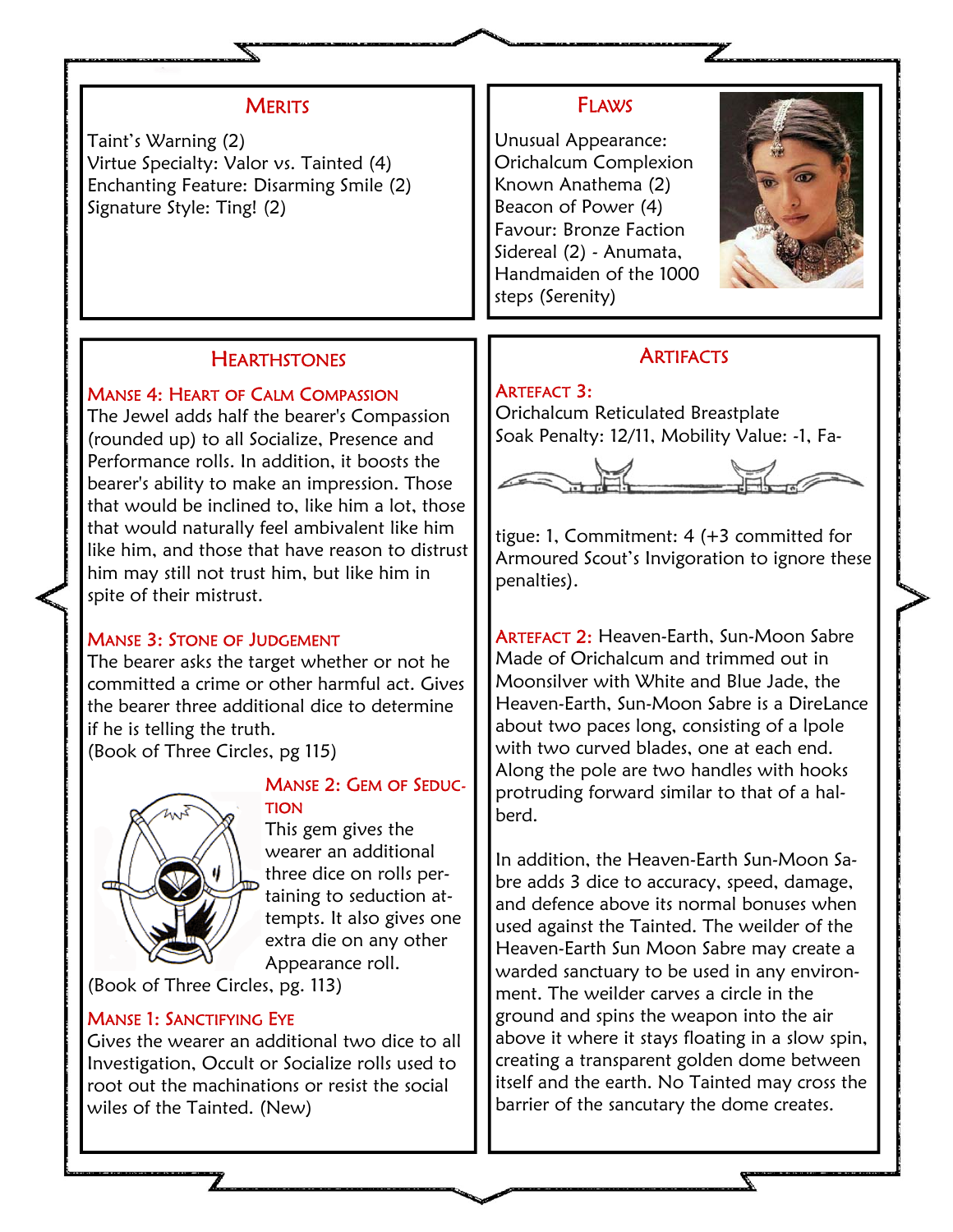## Merits

Taint's Warning (2)
Virtue Specialty: Valor vs. Tainted (4)
Enchanting Feature: Disarming Smile (2)
Signature Style: Ting! (2)

## Flaws

Unusual Appearance: Orichalcum Complexion
Known Anathema (2)
Beacon of Power (4)
Favour: Bronze Faction Sidereal (2) - Anumata, Handmaiden of the 1000 steps (Serenity)

## Hearthstones

### Manse 4: Heart of Calm Compassion

The Jewel adds half the bearer's Compassion (rounded up) to all Socialize, Presence and Performance rolls. In addition, it boosts the bearer's ability to make an impression. Those that would be inclined to, like him a lot, those that would naturally feel ambivalent like him like him, and those that have reason to distrust him may still not trust him, but like him in spite of their mistrust.

### Manse 3: Stone of Judgement

The bearer asks the target whether or not he committed a crime or other harmful act. Gives the bearer three additional dice to determine if he is telling the truth.
(Book of Three Circles, pg 115)

### Manse 2: Gem of Seduction

This gem gives the wearer an additional three dice on rolls pertaining to seduction attempts. It also gives one extra die on any other Appearance roll.
(Book of Three Circles, pg. 113)

### Manse 1: Sanctifying Eye

Gives the wearer an additional two dice to all Investigation, Occult or Socialize rolls used to root out the machinations or resist the social wiles of the Tainted. (New)

## Artifacts

**Artefact 3:**
Orichalcum Reticulated Breastplate
Soak Penalty: 12/11, Mobility Value: -1, Fatigue: 1, Commitment: 4 (+3 committed for Armoured Scout's Invigoration to ignore these penalties).

**Artefact 2:** Heaven-Earth, Sun-Moon Sabre
Made of Orichalcum and trimmed out in Moonsilver with White and Blue Jade, the Heaven-Earth, Sun-Moon Sabre is a DireLance about two paces long, consisting of a lpole with two curved blades, one at each end. Along the pole are two handles with hooks protruding forward similar to that of a halberd.

In addition, the Heaven-Earth Sun-Moon Sabre adds 3 dice to accuracy, speed, damage, and defence above its normal bonuses when used against the Tainted. The weilder of the Heaven-Earth Sun Moon Sabre may create a warded sanctuary to be used in any environment. The weilder carves a circle in the ground and spins the weapon into the air above it where it stays floating in a slow spin, creating a transparent golden dome between itself and the earth. No Tainted may cross the barrier of the sancturary the dome creates.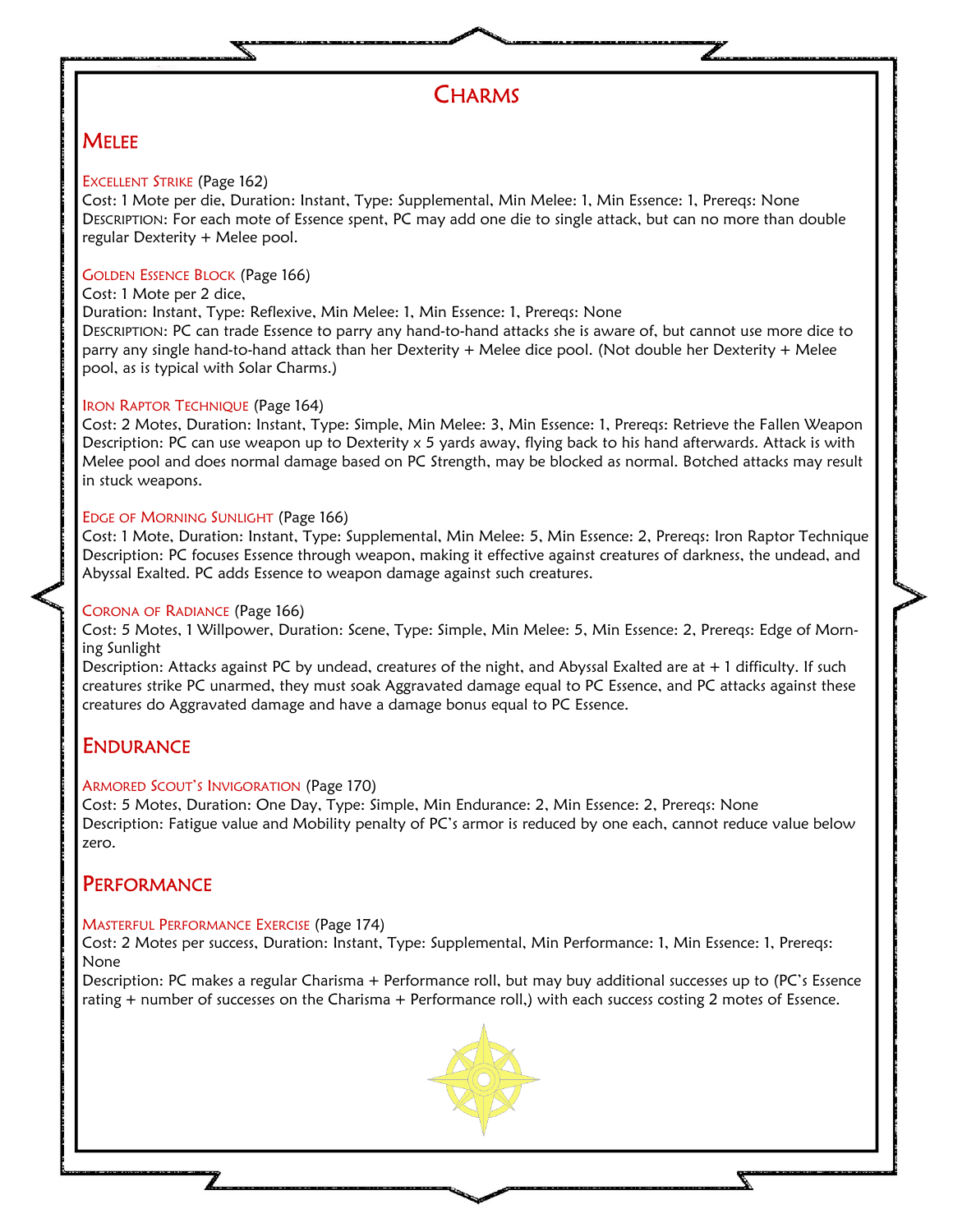# Charms

## Melee

### Excellent Strike (Page 162)

Cost: 1 Mote per die, Duration: Instant, Type: Supplemental, Min Melee: 1, Min Essence: 1, Prereqs: None

Description: For each mote of Essence spent, PC may add one die to single attack, but can no more than double regular Dexterity + Melee pool.

### Golden Essence Block (Page 166)

Cost: 1 Mote per 2 dice,

Duration: Instant, Type: Reflexive, Min Melee: 1, Min Essence: 1, Prereqs: None

Description: PC can trade Essence to parry any hand-to-hand attacks she is aware of, but cannot use more dice to parry any single hand-to-hand attack than her Dexterity + Melee dice pool. (Not double her Dexterity + Melee pool, as is typical with Solar Charms.)

### Iron Raptor Technique (Page 164)

Cost: 2 Motes, Duration: Instant, Type: Simple, Min Melee: 3, Min Essence: 1, Prereqs: Retrieve the Fallen Weapon

Description: PC can use weapon up to Dexterity x 5 yards away, flying back to his hand afterwards. Attack is with Melee pool and does normal damage based on PC Strength, may be blocked as normal. Botched attacks may result in stuck weapons.

### Edge of Morning Sunlight (Page 166)

Cost: 1 Mote, Duration: Instant, Type: Supplemental, Min Melee: 5, Min Essence: 2, Prereqs: Iron Raptor Technique

Description: PC focuses Essence through weapon, making it effective against creatures of darkness, the undead, and Abyssal Exalted. PC adds Essence to weapon damage against such creatures.

### Corona of Radiance (Page 166)

Cost: 5 Motes, 1 Willpower, Duration: Scene, Type: Simple, Min Melee: 5, Min Essence: 2, Prereqs: Edge of Morning Sunlight

Description: Attacks against PC by undead, creatures of the night, and Abyssal Exalted are at + 1 difficulty. If such creatures strike PC unarmed, they must soak Aggravated damage equal to PC Essence, and PC attacks against these creatures do Aggravated damage and have a damage bonus equal to PC Essence.

## Endurance

### Armored Scout's Invigoration (Page 170)

Cost: 5 Motes, Duration: One Day, Type: Simple, Min Endurance: 2, Min Essence: 2, Prereqs: None

Description: Fatigue value and Mobility penalty of PC's armor is reduced by one each, cannot reduce value below zero.

## Performance

### Masterful Performance Exercise (Page 174)

Cost: 2 Motes per success, Duration: Instant, Type: Supplemental, Min Performance: 1, Min Essence: 1, Prereqs: None

Description: PC makes a regular Charisma + Performance roll, but may buy additional successes up to (PC's Essence rating + number of successes on the Charisma + Performance roll,) with each success costing 2 motes of Essence.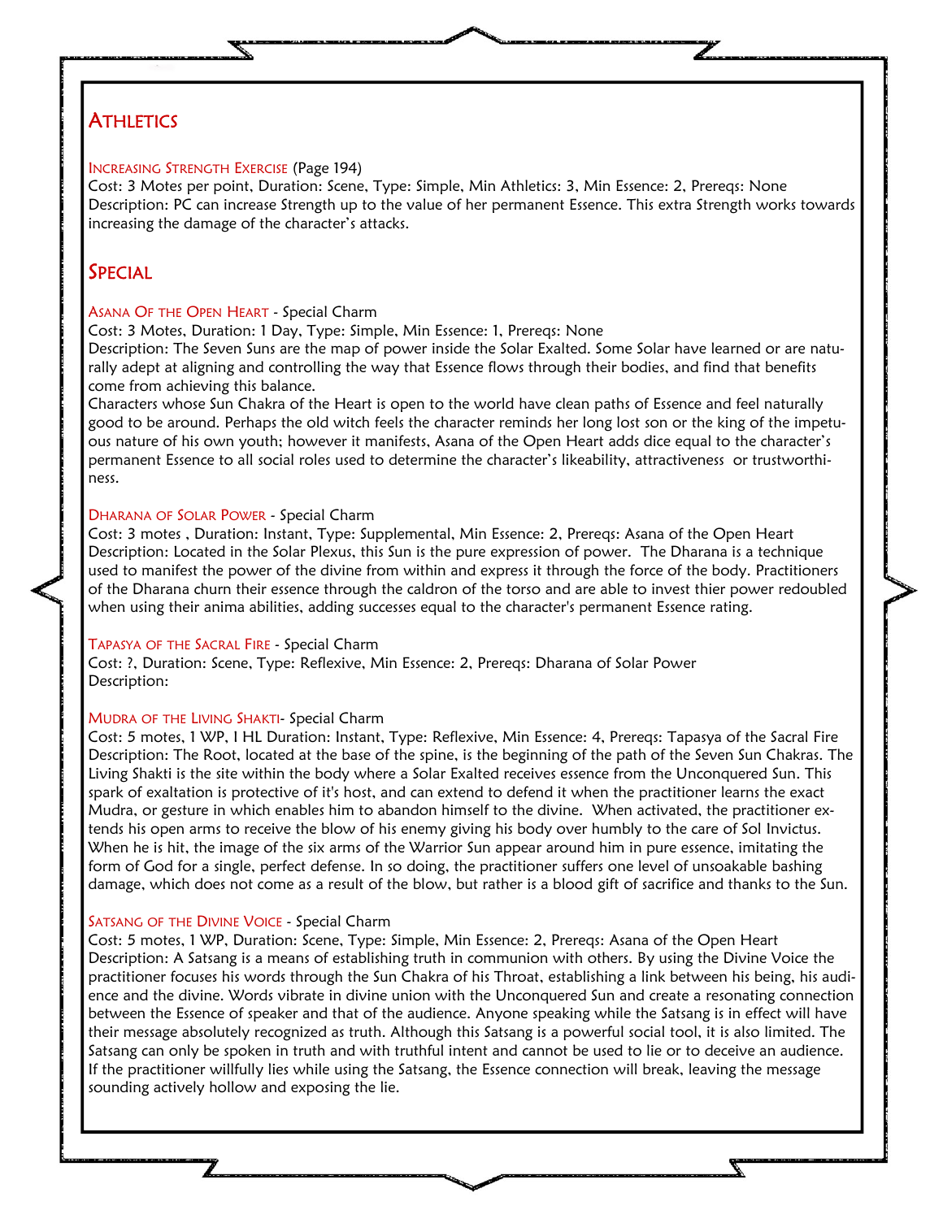## Athletics

### Increasing Strength Exercise (Page 194)

Cost: 3 Motes per point, Duration: Scene, Type: Simple, Min Athletics: 3, Min Essence: 2, Prereqs: None
Description: PC can increase Strength up to the value of her permanent Essence. This extra Strength works towards increasing the damage of the character's attacks.

## Special

### Asana Of the Open Heart - Special Charm

Cost: 3 Motes, Duration: 1 Day, Type: Simple, Min Essence: 1, Prereqs: None
Description: The Seven Suns are the map of power inside the Solar Exalted. Some Solar have learned or are naturally adept at aligning and controlling the way that Essence flows through their bodies, and find that benefits come from achieving this balance.

Characters whose Sun Chakra of the Heart is open to the world have clean paths of Essence and feel naturally good to be around. Perhaps the old witch feels the character reminds her long lost son or the king of the impetuous nature of his own youth; however it manifests, Asana of the Open Heart adds dice equal to the character's permanent Essence to all social roles used to determine the character's likeability, attractiveness or trustworthiness.

### Dharana of Solar Power - Special Charm

Cost: 3 motes , Duration: Instant, Type: Supplemental, Min Essence: 2, Prereqs: Asana of the Open Heart
Description: Located in the Solar Plexus, this Sun is the pure expression of power. The Dharana is a technique used to manifest the power of the divine from within and express it through the force of the body. Practitioners of the Dharana churn their essence through the caldron of the torso and are able to invest thier power redoubled when using their anima abilities, adding successes equal to the character's permanent Essence rating.

### Tapasya of the Sacral Fire - Special Charm

Cost: ?, Duration: Scene, Type: Reflexive, Min Essence: 2, Prereqs: Dharana of Solar Power
Description:

### Mudra of the Living Shakti- Special Charm

Cost: 5 motes, 1 WP, I HL Duration: Instant, Type: Reflexive, Min Essence: 4, Prereqs: Tapasya of the Sacral Fire
Description: The Root, located at the base of the spine, is the beginning of the path of the Seven Sun Chakras. The Living Shakti is the site within the body where a Solar Exalted receives essence from the Unconquered Sun. This spark of exaltation is protective of it's host, and can extend to defend it when the practitioner learns the exact Mudra, or gesture in which enables him to abandon himself to the divine. When activated, the practitioner extends his open arms to receive the blow of his enemy giving his body over humbly to the care of Sol Invictus. When he is hit, the image of the six arms of the Warrior Sun appear around him in pure essence, imitating the form of God for a single, perfect defense. In so doing, the practitioner suffers one level of unsoakable bashing damage, which does not come as a result of the blow, but rather is a blood gift of sacrifice and thanks to the Sun.

### Satsang of the Divine Voice - Special Charm

Cost: 5 motes, 1 WP, Duration: Scene, Type: Simple, Min Essence: 2, Prereqs: Asana of the Open Heart
Description: A Satsang is a means of establishing truth in communion with others. By using the Divine Voice the practitioner focuses his words through the Sun Chakra of his Throat, establishing a link between his being, his audience and the divine. Words vibrate in divine union with the Unconquered Sun and create a resonating connection between the Essence of speaker and that of the audience. Anyone speaking while the Satsang is in effect will have their message absolutely recognized as truth. Although this Satsang is a powerful social tool, it is also limited. The Satsang can only be spoken in truth and with truthful intent and cannot be used to lie or to deceive an audience. If the practitioner willfully lies while using the Satsang, the Essence connection will break, leaving the message sounding actively hollow and exposing the lie.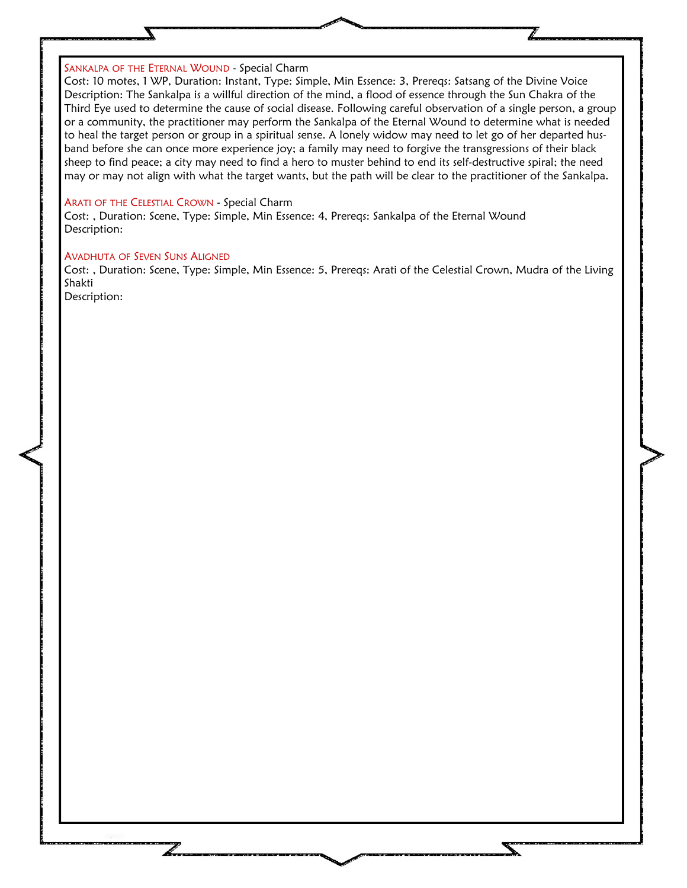### Sankalpa of the Eternal Wound - Special Charm

Cost: 10 motes, 1 WP, Duration: Instant, Type: Simple, Min Essence: 3, Prereqs: Satsang of the Divine Voice

Description: The Sankalpa is a willful direction of the mind, a flood of essence through the Sun Chakra of the Third Eye used to determine the cause of social disease. Following careful observation of a single person, a group or a community, the practitioner may perform the Sankalpa of the Eternal Wound to determine what is needed to heal the target person or group in a spiritual sense. A lonely widow may need to let go of her departed husband before she can once more experience joy; a family may need to forgive the transgressions of their black sheep to find peace; a city may need to find a hero to muster behind to end its self-destructive spiral; the need may or may not align with what the target wants, but the path will be clear to the practitioner of the Sankalpa.

### Arati of the Celestial Crown - Special Charm

Cost: , Duration: Scene, Type: Simple, Min Essence: 4, Prereqs: Sankalpa of the Eternal Wound

Description:

### Avadhuta of Seven Suns Aligned

Cost: , Duration: Scene, Type: Simple, Min Essence: 5, Prereqs: Arati of the Celestial Crown, Mudra of the Living Shakti

Description: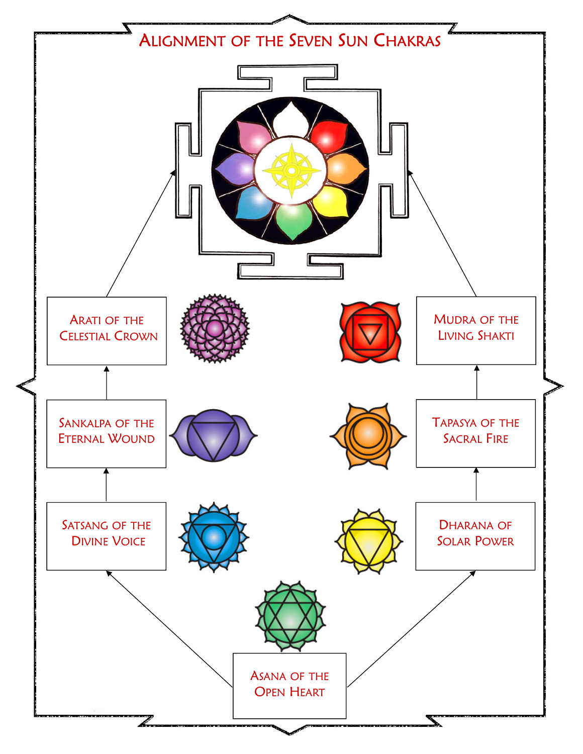# Alignment of the Seven Sun Chakras

Arati of the Celestial Crown

Mudra of the Living Shakti

Sankalpa of the Eternal Wound

Tapasya of the Sacral Fire

Satsang of the Divine Voice

Dharana of Solar Power

Asana of the Open Heart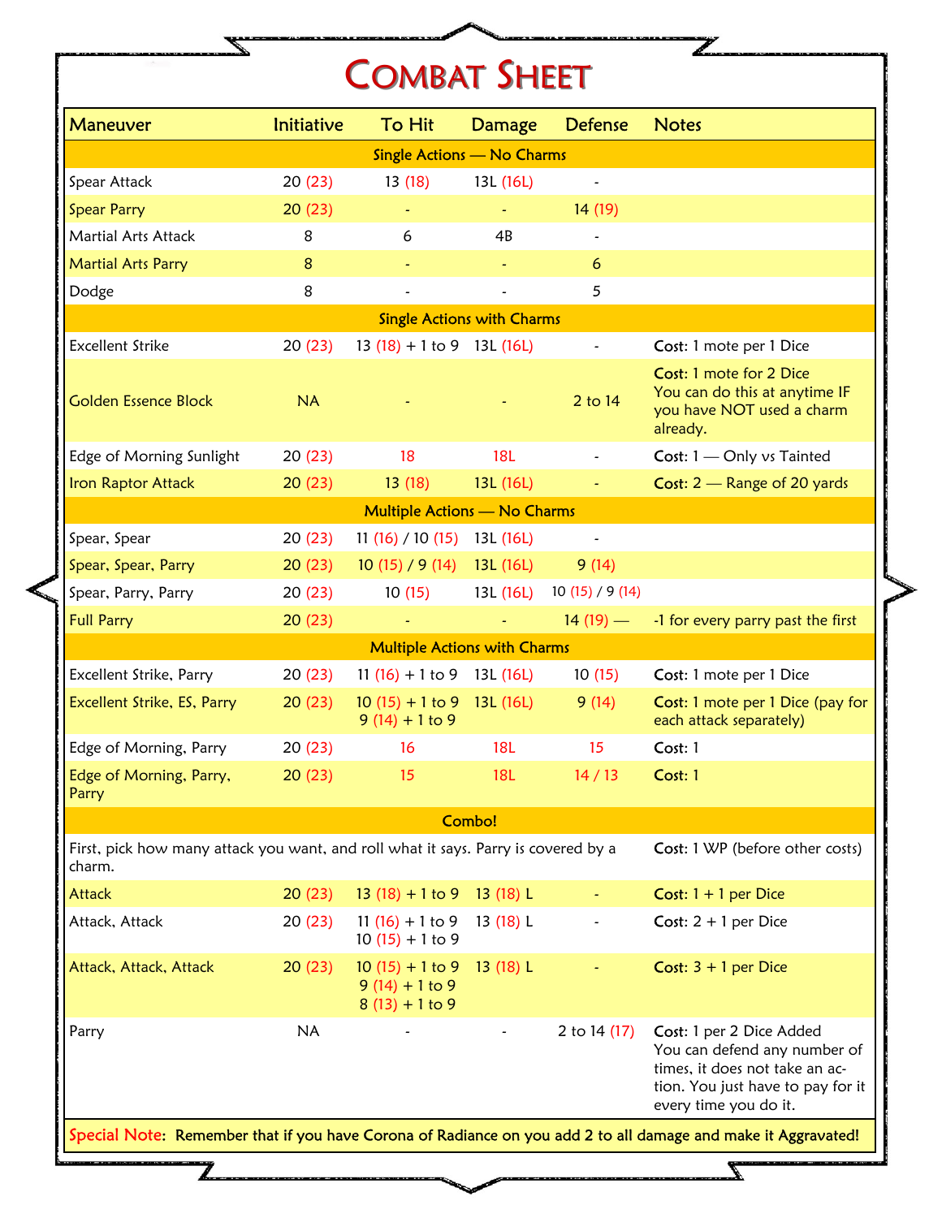# Combat Sheet

| Maneuver | Initiative | To Hit | Damage | Defense | Notes |
|---|---|---|---|---|---|
| **Single Actions — No Charms** | | | | | |
| Spear Attack | 20 (23) | 13 (18) | 13L (16L) | - | |
| Spear Parry | 20 (23) | - | - | 14 (19) | |
| Martial Arts Attack | 8 | 6 | 4B | - | |
| Martial Arts Parry | 8 | - | - | 6 | |
| Dodge | 8 | - | - | 5 | |
| **Single Actions with Charms** | | | | | |
| Excellent Strike | 20 (23) | 13 (18) + 1 to 9 | 13L (16L) | - | **Cost:** 1 mote per 1 Dice |
| Golden Essence Block | NA | - | - | 2 to 14 | **Cost:** 1 mote for 2 Dice<br>You can do this at anytime IF you have NOT used a charm already. |
| Edge of Morning Sunlight | 20 (23) | 18 | 18L | - | **Cost:** 1 — Only vs Tainted |
| Iron Raptor Attack | 20 (23) | 13 (18) | 13L (16L) | - | **Cost:** 2 — Range of 20 yards |
| **Multiple Actions — No Charms** | | | | | |
| Spear, Spear | 20 (23) | 11 (16) / 10 (15) | 13L (16L) | - | |
| Spear, Spear, Parry | 20 (23) | 10 (15) / 9 (14) | 13L (16L) | 9 (14) | |
| Spear, Parry, Parry | 20 (23) | 10 (15) | 13L (16L) | 10 (15) / 9 (14) | |
| Full Parry | 20 (23) | - | - | 14 (19) — | -1 for every parry past the first |
| **Multiple Actions with Charms** | | | | | |
| Excellent Strike, Parry | 20 (23) | 11 (16) + 1 to 9 | 13L (16L) | 10 (15) | **Cost:** 1 mote per 1 Dice |
| Excellent Strike, ES, Parry | 20 (23) | 10 (15) + 1 to 9<br>9 (14) + 1 to 9 | 13L (16L) | 9 (14) | **Cost:** 1 mote per 1 Dice (pay for each attack separately) |
| Edge of Morning, Parry | 20 (23) | 16 | 18L | 15 | **Cost:** 1 |
| Edge of Morning, Parry, Parry | 20 (23) | 15 | 18L | 14 / 13 | **Cost:** 1 |
| **Combo!** | | | | | |
| First, pick how many attack you want, and roll what it says. Parry is covered by a charm. | | | | | **Cost:** 1 WP (before other costs) |
| Attack | 20 (23) | 13 (18) + 1 to 9 | 13 (18) L | - | **Cost:** 1 + 1 per Dice |
| Attack, Attack | 20 (23) | 11 (16) + 1 to 9<br>10 (15) + 1 to 9 | 13 (18) L | - | **Cost:** 2 + 1 per Dice |
| Attack, Attack, Attack | 20 (23) | 10 (15) + 1 to 9<br>9 (14) + 1 to 9<br>8 (13) + 1 to 9 | 13 (18) L | - | **Cost:** 3 + 1 per Dice |
| Parry | NA | - | - | 2 to 14 (17) | **Cost:** 1 per 2 Dice Added<br>You can defend any number of times, it does not take an action. You just have to pay for it every time you do it. |

**Special Note:** Remember that if you have Corona of Radiance on you add 2 to all damage and make it Aggravated!